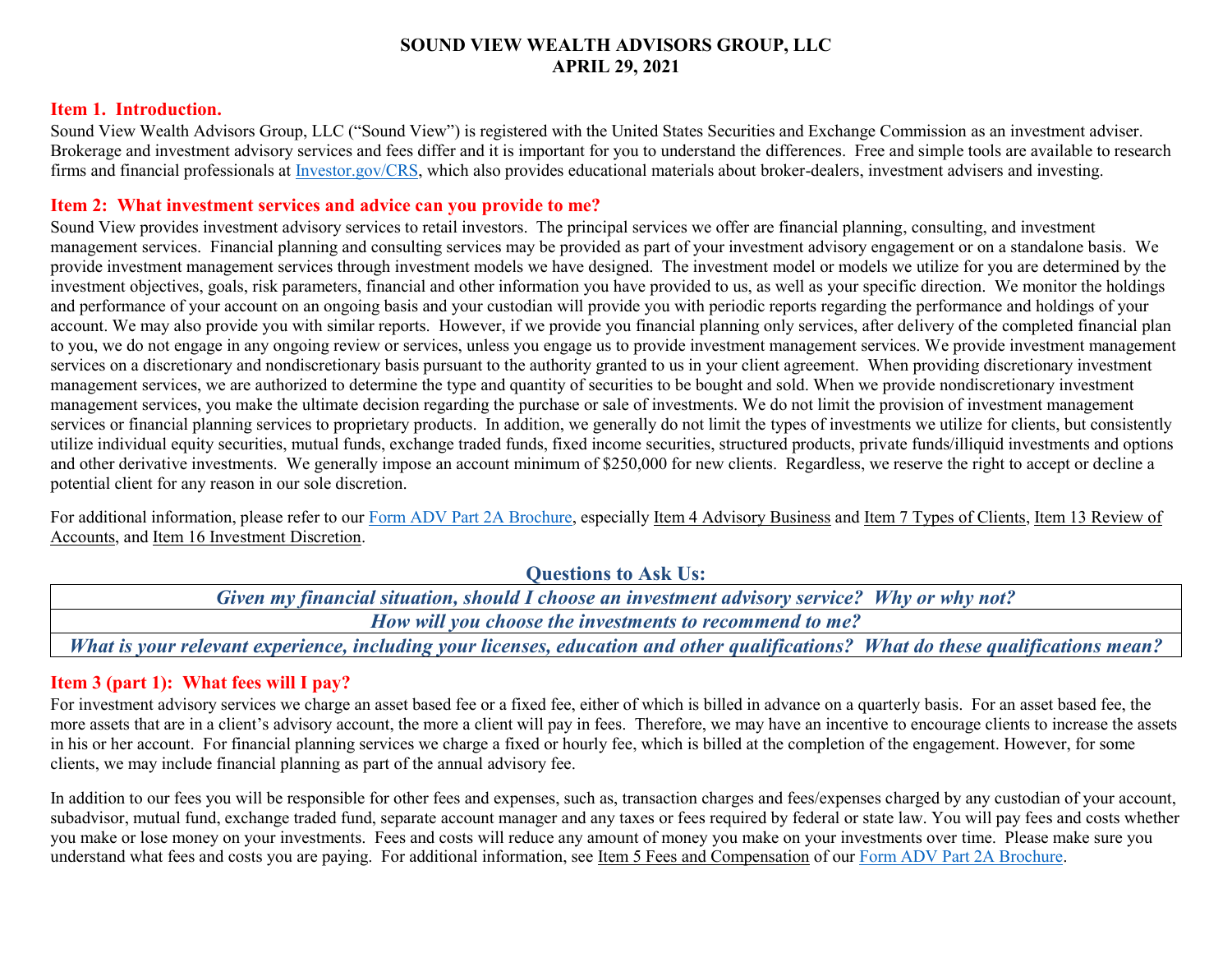# SOUND VIEW WEALTH ADVISORS GROUP, LLC
# APRIL 29, 2021

## Item 1. Introduction.

Sound View Wealth Advisors Group, LLC ("Sound View") is registered with the United States Securities and Exchange Commission as an investment adviser. Brokerage and investment advisory services and fees differ and it is important for you to understand the differences. Free and simple tools are available to research firms and financial professionals at [Investor.gov/CRS](https://www.investor.gov/CRS), which also provides educational materials about broker-dealers, investment advisers and investing.

## Item 2: What investment services and advice can you provide to me?

Sound View provides investment advisory services to retail investors. The principal services we offer are financial planning, consulting, and investment management services. Financial planning and consulting services may be provided as part of your investment advisory engagement or on a standalone basis. We provide investment management services through investment models we have designed. The investment model or models we utilize for you are determined by the investment objectives, goals, risk parameters, financial and other information you have provided to us, as well as your specific direction. We monitor the holdings and performance of your account on an ongoing basis and your custodian will provide you with periodic reports regarding the performance and holdings of your account. We may also provide you with similar reports. However, if we provide you financial planning only services, after delivery of the completed financial plan to you, we do not engage in any ongoing review or services, unless you engage us to provide investment management services. We provide investment management services on a discretionary and nondiscretionary basis pursuant to the authority granted to us in your client agreement. When providing discretionary investment management services, we are authorized to determine the type and quantity of securities to be bought and sold. When we provide nondiscretionary investment management services, you make the ultimate decision regarding the purchase or sale of investments. We do not limit the provision of investment management services or financial planning services to proprietary products. In addition, we generally do not limit the types of investments we utilize for clients, but consistently utilize individual equity securities, mutual funds, exchange traded funds, fixed income securities, structured products, private funds/illiquid investments and options and other derivative investments. We generally impose an account minimum of $250,000 for new clients. Regardless, we reserve the right to accept or decline a potential client for any reason in our sole discretion.

For additional information, please refer to our Form ADV Part 2A Brochure, especially Item 4 Advisory Business and Item 7 Types of Clients, Item 13 Review of Accounts, and Item 16 Investment Discretion.

### Questions to Ask Us:

| *Given my financial situation, should I choose an investment advisory service? Why or why not?* |
|---|
| *How will you choose the investments to recommend to me?* |
| *What is your relevant experience, including your licenses, education and other qualifications? What do these qualifications mean?* |

## Item 3 (part 1): What fees will I pay?

For investment advisory services we charge an asset based fee or a fixed fee, either of which is billed in advance on a quarterly basis. For an asset based fee, the more assets that are in a client's advisory account, the more a client will pay in fees. Therefore, we may have an incentive to encourage clients to increase the assets in his or her account. For financial planning services we charge a fixed or hourly fee, which is billed at the completion of the engagement. However, for some clients, we may include financial planning as part of the annual advisory fee.

In addition to our fees you will be responsible for other fees and expenses, such as, transaction charges and fees/expenses charged by any custodian of your account, subadvisor, mutual fund, exchange traded fund, separate account manager and any taxes or fees required by federal or state law. You will pay fees and costs whether you make or lose money on your investments. Fees and costs will reduce any amount of money you make on your investments over time. Please make sure you understand what fees and costs you are paying. For additional information, see Item 5 Fees and Compensation of our Form ADV Part 2A Brochure.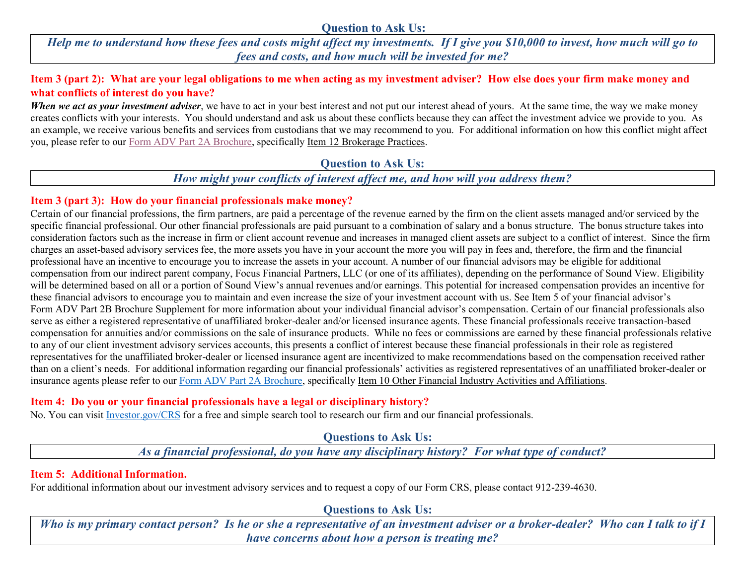### Question to Ask Us:

***Help me to understand how these fees and costs might affect my investments. If I give you $10,000 to invest, how much will go to fees and costs, and how much will be invested for me?***

## Item 3 (part 2): What are your legal obligations to me when acting as my investment adviser? How else does your firm make money and what conflicts of interest do you have?

***When we act as your investment adviser***, we have to act in your best interest and not put our interest ahead of yours. At the same time, the way we make money creates conflicts with your interests. You should understand and ask us about these conflicts because they can affect the investment advice we provide to you. As an example, we receive various benefits and services from custodians that we may recommend to you. For additional information on how this conflict might affect you, please refer to our Form ADV Part 2A Brochure, specifically Item 12 Brokerage Practices.

### Question to Ask Us:

***How might your conflicts of interest affect me, and how will you address them?***

## Item 3 (part 3): How do your financial professionals make money?

Certain of our financial professions, the firm partners, are paid a percentage of the revenue earned by the firm on the client assets managed and/or serviced by the specific financial professional. Our other financial professionals are paid pursuant to a combination of salary and a bonus structure. The bonus structure takes into consideration factors such as the increase in firm or client account revenue and increases in managed client assets are subject to a conflict of interest. Since the firm charges an asset-based advisory services fee, the more assets you have in your account the more you will pay in fees and, therefore, the firm and the financial professional have an incentive to encourage you to increase the assets in your account. A number of our financial advisors may be eligible for additional compensation from our indirect parent company, Focus Financial Partners, LLC (or one of its affiliates), depending on the performance of Sound View. Eligibility will be determined based on all or a portion of Sound View's annual revenues and/or earnings. This potential for increased compensation provides an incentive for these financial advisors to encourage you to maintain and even increase the size of your investment account with us. See Item 5 of your financial advisor's Form ADV Part 2B Brochure Supplement for more information about your individual financial advisor's compensation. Certain of our financial professionals also serve as either a registered representative of unaffiliated broker-dealer and/or licensed insurance agents. These financial professionals receive transaction-based compensation for annuities and/or commissions on the sale of insurance products. While no fees or commissions are earned by these financial professionals relative to any of our client investment advisory services accounts, this presents a conflict of interest because these financial professionals in their role as registered representatives for the unaffiliated broker-dealer or licensed insurance agent are incentivized to make recommendations based on the compensation received rather than on a client's needs. For additional information regarding our financial professionals' activities as registered representatives of an unaffiliated broker-dealer or insurance agents please refer to our Form ADV Part 2A Brochure, specifically Item 10 Other Financial Industry Activities and Affiliations.

## Item 4: Do you or your financial professionals have a legal or disciplinary history?

No. You can visit Investor.gov/CRS for a free and simple search tool to research our firm and our financial professionals.

### Questions to Ask Us:

***As a financial professional, do you have any disciplinary history? For what type of conduct?***

## Item 5: Additional Information.

For additional information about our investment advisory services and to request a copy of our Form CRS, please contact 912-239-4630.

### Questions to Ask Us:

***Who is my primary contact person? Is he or she a representative of an investment adviser or a broker-dealer? Who can I talk to if I have concerns about how a person is treating me?***